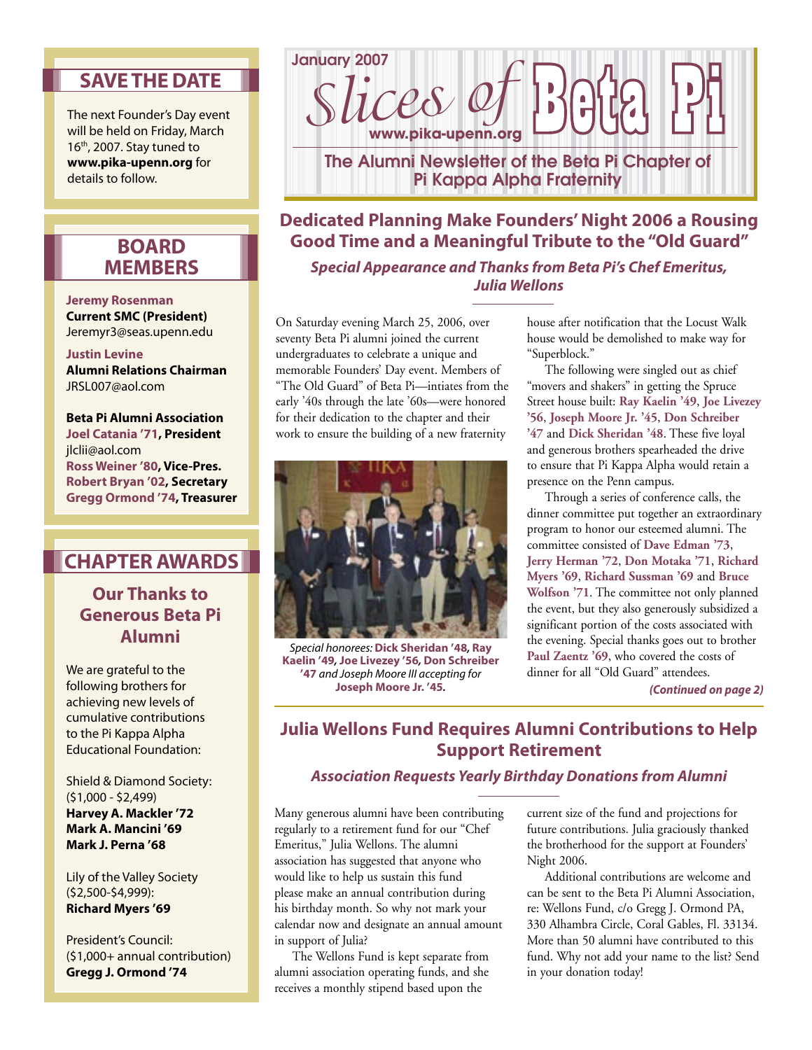January 2007

# Slices of Beta Pi

www.pika-upenn.org

The Alumni Newsletter of the Beta Pi Chapter of Pi Kappa Alpha Fraternity

## SAVE THE DATE

The next Founder's Day event will be held on Friday, March 16th, 2007. Stay tuned to **www.pika-upenn.org** for details to follow.

## BOARD MEMBERS

**Jeremy Rosenman**
**Current SMC (President)**
Jeremyr3@seas.upenn.edu

**Justin Levine**
**Alumni Relations Chairman**
JRSL007@aol.com

**Beta Pi Alumni Association**
**Joel Catania '71, President**
jlclii@aol.com
**Ross Weiner '80, Vice-Pres.**
**Robert Bryan '02, Secretary**
**Gregg Ormond '74, Treasurer**

## CHAPTER AWARDS

### Our Thanks to Generous Beta Pi Alumni

We are grateful to the following brothers for achieving new levels of cumulative contributions to the Pi Kappa Alpha Educational Foundation:

Shield & Diamond Society:
($1,000 - $2,499)
**Harvey A. Mackler '72**
**Mark A. Mancini '69**
**Mark J. Perna '68**

Lily of the Valley Society
($2,500-$4,999):
**Richard Myers '69**

President's Council:
($1,000+ annual contribution)
**Gregg J. Ormond '74**

## Dedicated Planning Make Founders' Night 2006 a Rousing Good Time and a Meaningful Tribute to the "Old Guard"

***Special Appearance and Thanks from Beta Pi's Chef Emeritus, Julia Wellons***

On Saturday evening March 25, 2006, over seventy Beta Pi alumni joined the current undergraduates to celebrate a unique and memorable Founders' Day event. Members of "The Old Guard" of Beta Pi—intiates from the early '40s through the late '60s—were honored for their dedication to the chapter and their work to ensure the building of a new fraternity house after notification that the Locust Walk house would be demolished to make way for "Superblock."

*Special honorees:* ***Dick Sheridan '48, Ray Kaelin '49, Joe Livezey '56, Don Schreiber '47*** *and Joseph Moore III accepting for* **Joseph Moore Jr. '45.**

The following were singled out as chief "movers and shakers" in getting the Spruce Street house built: **Ray Kaelin '49**, **Joe Livezey '56**, **Joseph Moore Jr. '45**, **Don Schreiber '47** and **Dick Sheridan '48**. These five loyal and generous brothers spearheaded the drive to ensure that Pi Kappa Alpha would retain a presence on the Penn campus.

Through a series of conference calls, the dinner committee put together an extraordinary program to honor our esteemed alumni. The committee consisted of **Dave Edman '73**, **Jerry Herman '72**, **Don Motaka '71**, **Richard Myers '69**, **Richard Sussman '69** and **Bruce Wolfson '71**. The committee not only planned the event, but they also generously subsidized a significant portion of the costs associated with the evening. Special thanks goes out to brother **Paul Zaentz '69**, who covered the costs of dinner for all "Old Guard" attendees.

***(Continued on page 2)***

## Julia Wellons Fund Requires Alumni Contributions to Help Support Retirement

***Association Requests Yearly Birthday Donations from Alumni***

Many generous alumni have been contributing regularly to a retirement fund for our "Chef Emeritus," Julia Wellons. The alumni association has suggested that anyone who would like to help us sustain this fund please make an annual contribution during his birthday month. So why not mark your calendar now and designate an annual amount in support of Julia?

The Wellons Fund is kept separate from alumni association operating funds, and she receives a monthly stipend based upon the current size of the fund and projections for future contributions. Julia graciously thanked the brotherhood for the support at Founders' Night 2006.

Additional contributions are welcome and can be sent to the Beta Pi Alumni Association, re: Wellons Fund, c/o Gregg J. Ormond PA, 330 Alhambra Circle, Coral Gables, Fl. 33134. More than 50 alumni have contributed to this fund. Why not add your name to the list? Send in your donation today!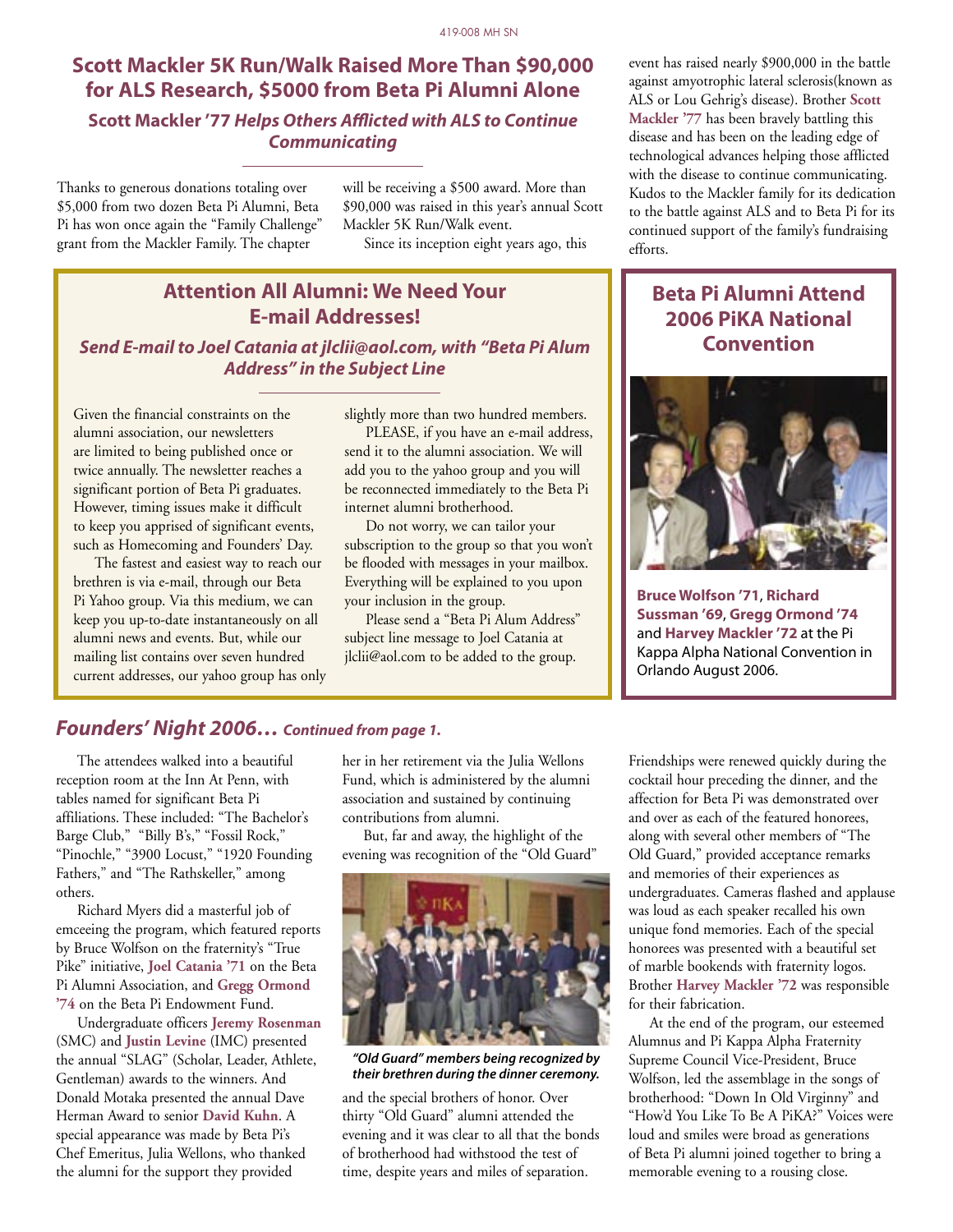## Scott Mackler 5K Run/Walk Raised More Than $90,000 for ALS Research, $5000 from Beta Pi Alumni Alone

### Scott Mackler '77 *Helps Others Afflicted with ALS to Continue Communicating*

Thanks to generous donations totaling over $5,000 from two dozen Beta Pi Alumni, Beta Pi has won once again the "Family Challenge" grant from the Mackler Family. The chapter will be receiving a $500 award. More than $90,000 was raised in this year's annual Scott Mackler 5K Run/Walk event.

Since its inception eight years ago, this event has raised nearly $900,000 in the battle against amyotrophic lateral sclerosis(known as ALS or Lou Gehrig's disease). Brother **Scott Mackler '77** has been bravely battling this disease and has been on the leading edge of technological advances helping those afflicted with the disease to continue communicating. Kudos to the Mackler family for its dedication to the battle against ALS and to Beta Pi for its continued support of the family's fundraising efforts.

## Attention All Alumni: We Need Your E-mail Addresses!

### *Send E-mail to Joel Catania at jlclii@aol.com, with "Beta Pi Alum Address" in the Subject Line*

Given the financial constraints on the alumni association, our newsletters are limited to being published once or twice annually. The newsletter reaches a significant portion of Beta Pi graduates. However, timing issues make it difficult to keep you apprised of significant events, such as Homecoming and Founders' Day.

The fastest and easiest way to reach our brethren is via e-mail, through our Beta Pi Yahoo group. Via this medium, we can keep you up-to-date instantaneously on all alumni news and events. But, while our mailing list contains over seven hundred current addresses, our yahoo group has only slightly more than two hundred members.

PLEASE, if you have an e-mail address, send it to the alumni association. We will add you to the yahoo group and you will be reconnected immediately to the Beta Pi internet alumni brotherhood.

Do not worry, we can tailor your subscription to the group so that you won't be flooded with messages in your mailbox. Everything will be explained to you upon your inclusion in the group.

Please send a "Beta Pi Alum Address" subject line message to Joel Catania at jlclii@aol.com to be added to the group.

## Beta Pi Alumni Attend 2006 PiKA National Convention

**Bruce Wolfson '71**, **Richard Sussman '69**, **Gregg Ormond '74** and **Harvey Mackler '72** at the Pi Kappa Alpha National Convention in Orlando August 2006.

## *Founders' Night 2006… Continued from page 1.*

The attendees walked into a beautiful reception room at the Inn At Penn, with tables named for significant Beta Pi affiliations. These included: "The Bachelor's Barge Club," "Billy B's," "Fossil Rock," "Pinochle," "3900 Locust," "1920 Founding Fathers," and "The Rathskeller," among others.

Richard Myers did a masterful job of emceeing the program, which featured reports by Bruce Wolfson on the fraternity's "True Pike" initiative, **Joel Catania '71** on the Beta Pi Alumni Association, and **Gregg Ormond '74** on the Beta Pi Endowment Fund.

Undergraduate officers **Jeremy Rosenman** (SMC) and **Justin Levine** (IMC) presented the annual "SLAG" (Scholar, Leader, Athlete, Gentleman) awards to the winners. And Donald Motaka presented the annual Dave Herman Award to senior **David Kuhn**. A special appearance was made by Beta Pi's Chef Emeritus, Julia Wellons, who thanked the alumni for the support they provided her in her retirement via the Julia Wellons Fund, which is administered by the alumni association and sustained by continuing contributions from alumni.

But, far and away, the highlight of the evening was recognition of the "Old Guard" and the special brothers of honor. Over thirty "Old Guard" alumni attended the evening and it was clear to all that the bonds of brotherhood had withstood the test of time, despite years and miles of separation.

***"Old Guard" members being recognized by their brethren during the dinner ceremony.***

Friendships were renewed quickly during the cocktail hour preceding the dinner, and the affection for Beta Pi was demonstrated over and over as each of the featured honorees, along with several other members of "The Old Guard," provided acceptance remarks and memories of their experiences as undergraduates. Cameras flashed and applause was loud as each speaker recalled his own unique fond memories. Each of the special honorees was presented with a beautiful set of marble bookends with fraternity logos. Brother **Harvey Mackler '72** was responsible for their fabrication.

At the end of the program, our esteemed Alumnus and Pi Kappa Alpha Fraternity Supreme Council Vice-President, Bruce Wolfson, led the assemblage in the songs of brotherhood: "Down In Old Virginny" and "How'd You Like To Be A PiKA?" Voices were loud and smiles were broad as generations of Beta Pi alumni joined together to bring a memorable evening to a rousing close.